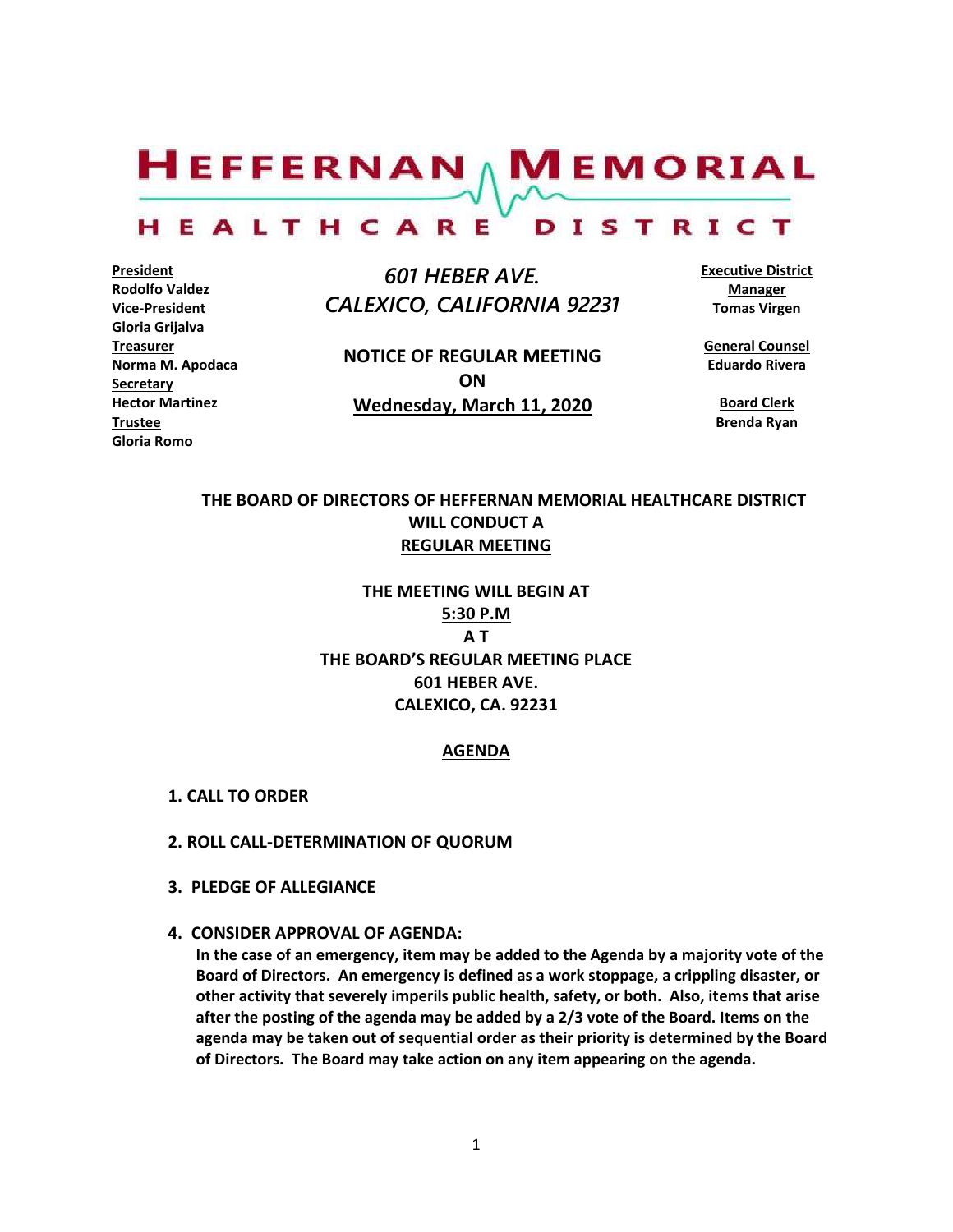# HEFFERNAN MEMORIAL HEALTHCARE DISTRICT

**President**
Rodolfo Valdez
**Vice-President**
Gloria Grijalva
**Treasurer**
Norma M. Apodaca
**Secretary**
Hector Martinez
**Trustee**
Gloria Romo

*601 HEBER AVE.*
*CALEXICO, CALIFORNIA 92231*

**NOTICE OF REGULAR MEETING**
**ON**
**Wednesday, March 11, 2020**

**Executive District Manager**
Tomas Virgen

**General Counsel**
Eduardo Rivera

**Board Clerk**
Brenda Ryan

**THE BOARD OF DIRECTORS OF HEFFERNAN MEMORIAL HEALTHCARE DISTRICT WILL CONDUCT A**
**REGULAR MEETING**

**THE MEETING WILL BEGIN AT**
**5:30 P.M**
**A T**
**THE BOARD'S REGULAR MEETING PLACE**
**601 HEBER AVE.**
**CALEXICO, CA. 92231**

## AGENDA

1. **CALL TO ORDER**

2. **ROLL CALL-DETERMINATION OF QUORUM**

3. **PLEDGE OF ALLEGIANCE**

4. **CONSIDER APPROVAL OF AGENDA:**
   **In the case of an emergency, item may be added to the Agenda by a majority vote of the Board of Directors. An emergency is defined as a work stoppage, a crippling disaster, or other activity that severely imperils public health, safety, or both. Also, items that arise after the posting of the agenda may be added by a 2/3 vote of the Board. Items on the agenda may be taken out of sequential order as their priority is determined by the Board of Directors. The Board may take action on any item appearing on the agenda.**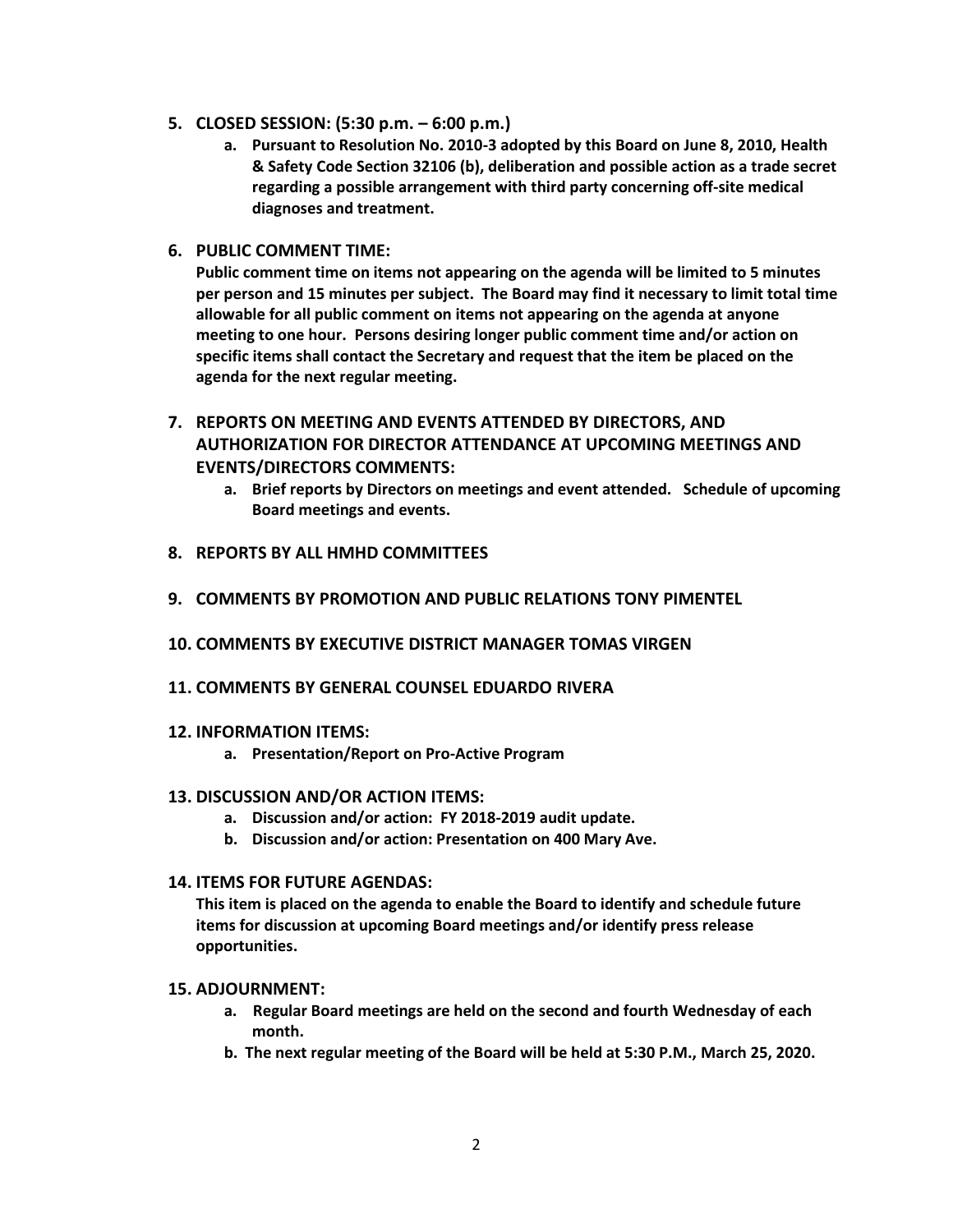**5. CLOSED SESSION: (5:30 p.m. – 6:00 p.m.)**

   **a. Pursuant to Resolution No. 2010-3 adopted by this Board on June 8, 2010, Health & Safety Code Section 32106 (b), deliberation and possible action as a trade secret regarding a possible arrangement with third party concerning off-site medical diagnoses and treatment.**

**6. PUBLIC COMMENT TIME:**

**Public comment time on items not appearing on the agenda will be limited to 5 minutes per person and 15 minutes per subject. The Board may find it necessary to limit total time allowable for all public comment on items not appearing on the agenda at anyone meeting to one hour. Persons desiring longer public comment time and/or action on specific items shall contact the Secretary and request that the item be placed on the agenda for the next regular meeting.**

**7. REPORTS ON MEETING AND EVENTS ATTENDED BY DIRECTORS, AND AUTHORIZATION FOR DIRECTOR ATTENDANCE AT UPCOMING MEETINGS AND EVENTS/DIRECTORS COMMENTS:**

   **a. Brief reports by Directors on meetings and event attended. Schedule of upcoming Board meetings and events.**

**8. REPORTS BY ALL HMHD COMMITTEES**

**9. COMMENTS BY PROMOTION AND PUBLIC RELATIONS TONY PIMENTEL**

**10. COMMENTS BY EXECUTIVE DISTRICT MANAGER TOMAS VIRGEN**

**11. COMMENTS BY GENERAL COUNSEL EDUARDO RIVERA**

**12. INFORMATION ITEMS:**

   **a. Presentation/Report on Pro-Active Program**

**13. DISCUSSION AND/OR ACTION ITEMS:**

   **a. Discussion and/or action: FY 2018-2019 audit update.**

   **b. Discussion and/or action: Presentation on 400 Mary Ave.**

**14. ITEMS FOR FUTURE AGENDAS:**

**This item is placed on the agenda to enable the Board to identify and schedule future items for discussion at upcoming Board meetings and/or identify press release opportunities.**

**15. ADJOURNMENT:**

   **a. Regular Board meetings are held on the second and fourth Wednesday of each month.**

   **b. The next regular meeting of the Board will be held at 5:30 P.M., March 25, 2020.**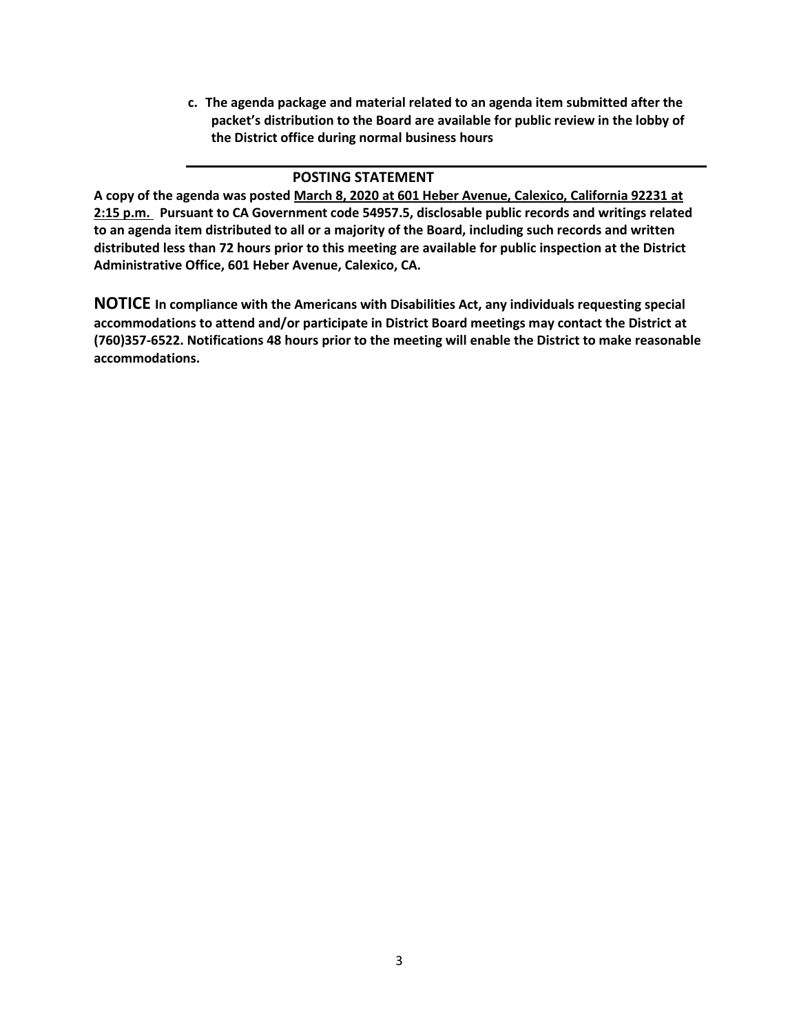**c. The agenda package and material related to an agenda item submitted after the packet's distribution to the Board are available for public review in the lobby of the District office during normal business hours**

## POSTING STATEMENT

**A copy of the agenda was posted March 8, 2020 at 601 Heber Avenue, Calexico, California 92231 at 2:15 p.m. Pursuant to CA Government code 54957.5, disclosable public records and writings related to an agenda item distributed to all or a majority of the Board, including such records and written distributed less than 72 hours prior to this meeting are available for public inspection at the District Administrative Office, 601 Heber Avenue, Calexico, CA.**

**NOTICE In compliance with the Americans with Disabilities Act, any individuals requesting special accommodations to attend and/or participate in District Board meetings may contact the District at (760)357-6522. Notifications 48 hours prior to the meeting will enable the District to make reasonable accommodations.**